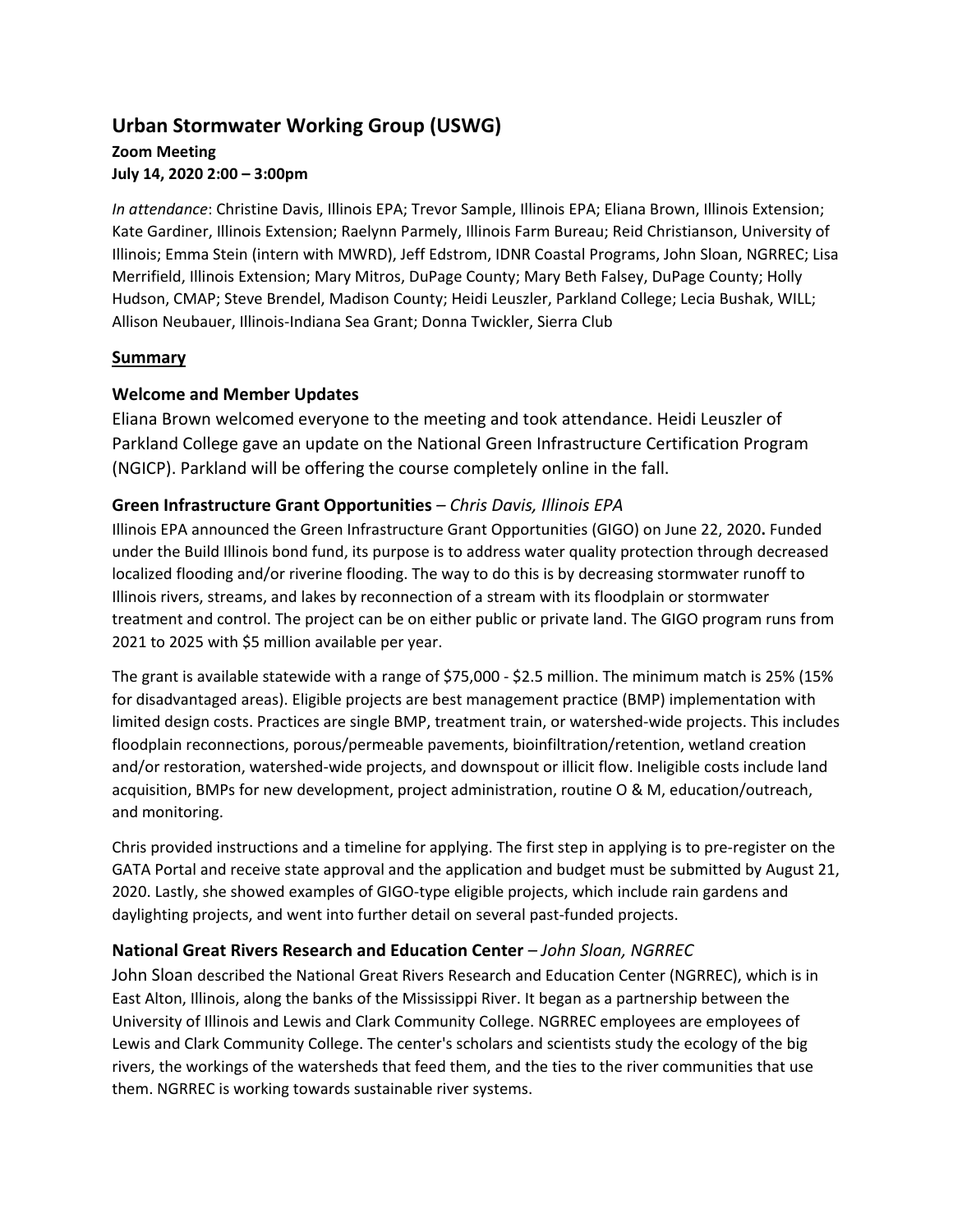# Urban Stormwater Working Group (USWG)

**Zoom Meeting**
**July 14, 2020 2:00 – 3:00pm**

*In attendance*: Christine Davis, Illinois EPA; Trevor Sample, Illinois EPA; Eliana Brown, Illinois Extension; Kate Gardiner, Illinois Extension; Raelynn Parmely, Illinois Farm Bureau; Reid Christianson, University of Illinois; Emma Stein (intern with MWRD), Jeff Edstrom, IDNR Coastal Programs, John Sloan, NGRREC; Lisa Merrifield, Illinois Extension; Mary Mitros, DuPage County; Mary Beth Falsey, DuPage County; Holly Hudson, CMAP; Steve Brendel, Madison County; Heidi Leuszler, Parkland College; Lecia Bushak, WILL; Allison Neubauer, Illinois-Indiana Sea Grant; Donna Twickler, Sierra Club

## Summary

### Welcome and Member Updates

Eliana Brown welcomed everyone to the meeting and took attendance. Heidi Leuszler of Parkland College gave an update on the National Green Infrastructure Certification Program (NGICP). Parkland will be offering the course completely online in the fall.

### Green Infrastructure Grant Opportunities – *Chris Davis, Illinois EPA*

Illinois EPA announced the Green Infrastructure Grant Opportunities (GIGO) on June 22, 2020**.** Funded under the Build Illinois bond fund, its purpose is to address water quality protection through decreased localized flooding and/or riverine flooding. The way to do this is by decreasing stormwater runoff to Illinois rivers, streams, and lakes by reconnection of a stream with its floodplain or stormwater treatment and control. The project can be on either public or private land. The GIGO program runs from 2021 to 2025 with $5 million available per year.

The grant is available statewide with a range of $75,000 - $2.5 million. The minimum match is 25% (15% for disadvantaged areas). Eligible projects are best management practice (BMP) implementation with limited design costs. Practices are single BMP, treatment train, or watershed-wide projects. This includes floodplain reconnections, porous/permeable pavements, bioinfiltration/retention, wetland creation and/or restoration, watershed-wide projects, and downspout or illicit flow. Ineligible costs include land acquisition, BMPs for new development, project administration, routine O & M, education/outreach, and monitoring.

Chris provided instructions and a timeline for applying. The first step in applying is to pre-register on the GATA Portal and receive state approval and the application and budget must be submitted by August 21, 2020. Lastly, she showed examples of GIGO-type eligible projects, which include rain gardens and daylighting projects, and went into further detail on several past-funded projects.

### National Great Rivers Research and Education Center – *John Sloan, NGRREC*

John Sloan described the National Great Rivers Research and Education Center (NGRREC), which is in East Alton, Illinois, along the banks of the Mississippi River. It began as a partnership between the University of Illinois and Lewis and Clark Community College. NGRREC employees are employees of Lewis and Clark Community College. The center's scholars and scientists study the ecology of the big rivers, the workings of the watersheds that feed them, and the ties to the river communities that use them. NGRREC is working towards sustainable river systems.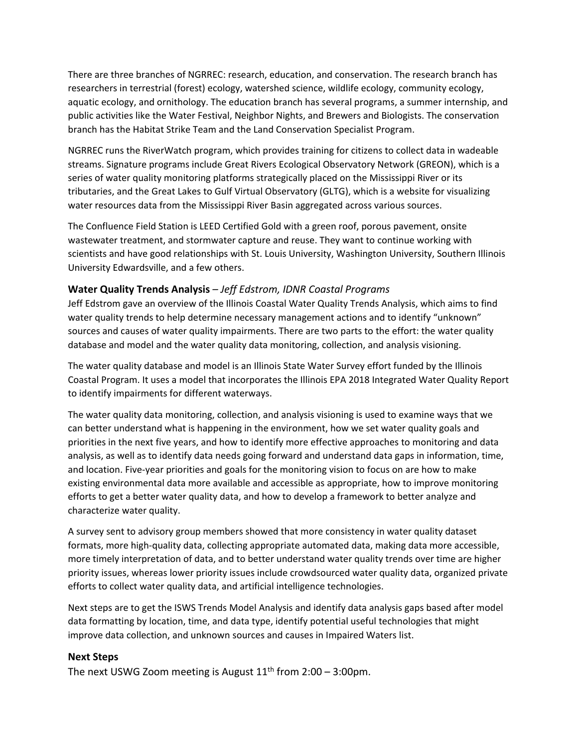There are three branches of NGRREC: research, education, and conservation. The research branch has researchers in terrestrial (forest) ecology, watershed science, wildlife ecology, community ecology, aquatic ecology, and ornithology. The education branch has several programs, a summer internship, and public activities like the Water Festival, Neighbor Nights, and Brewers and Biologists. The conservation branch has the Habitat Strike Team and the Land Conservation Specialist Program.

NGRREC runs the RiverWatch program, which provides training for citizens to collect data in wadeable streams. Signature programs include Great Rivers Ecological Observatory Network (GREON), which is a series of water quality monitoring platforms strategically placed on the Mississippi River or its tributaries, and the Great Lakes to Gulf Virtual Observatory (GLTG), which is a website for visualizing water resources data from the Mississippi River Basin aggregated across various sources.

The Confluence Field Station is LEED Certified Gold with a green roof, porous pavement, onsite wastewater treatment, and stormwater capture and reuse. They want to continue working with scientists and have good relationships with St. Louis University, Washington University, Southern Illinois University Edwardsville, and a few others.

### Water Quality Trends Analysis – *Jeff Edstrom, IDNR Coastal Programs*

Jeff Edstrom gave an overview of the Illinois Coastal Water Quality Trends Analysis, which aims to find water quality trends to help determine necessary management actions and to identify "unknown" sources and causes of water quality impairments. There are two parts to the effort: the water quality database and model and the water quality data monitoring, collection, and analysis visioning.

The water quality database and model is an Illinois State Water Survey effort funded by the Illinois Coastal Program. It uses a model that incorporates the Illinois EPA 2018 Integrated Water Quality Report to identify impairments for different waterways.

The water quality data monitoring, collection, and analysis visioning is used to examine ways that we can better understand what is happening in the environment, how we set water quality goals and priorities in the next five years, and how to identify more effective approaches to monitoring and data analysis, as well as to identify data needs going forward and understand data gaps in information, time, and location. Five-year priorities and goals for the monitoring vision to focus on are how to make existing environmental data more available and accessible as appropriate, how to improve monitoring efforts to get a better water quality data, and how to develop a framework to better analyze and characterize water quality.

A survey sent to advisory group members showed that more consistency in water quality dataset formats, more high-quality data, collecting appropriate automated data, making data more accessible, more timely interpretation of data, and to better understand water quality trends over time are higher priority issues, whereas lower priority issues include crowdsourced water quality data, organized private efforts to collect water quality data, and artificial intelligence technologies.

Next steps are to get the ISWS Trends Model Analysis and identify data analysis gaps based after model data formatting by location, time, and data type, identify potential useful technologies that might improve data collection, and unknown sources and causes in Impaired Waters list.

### Next Steps

The next USWG Zoom meeting is August 11th from 2:00 – 3:00pm.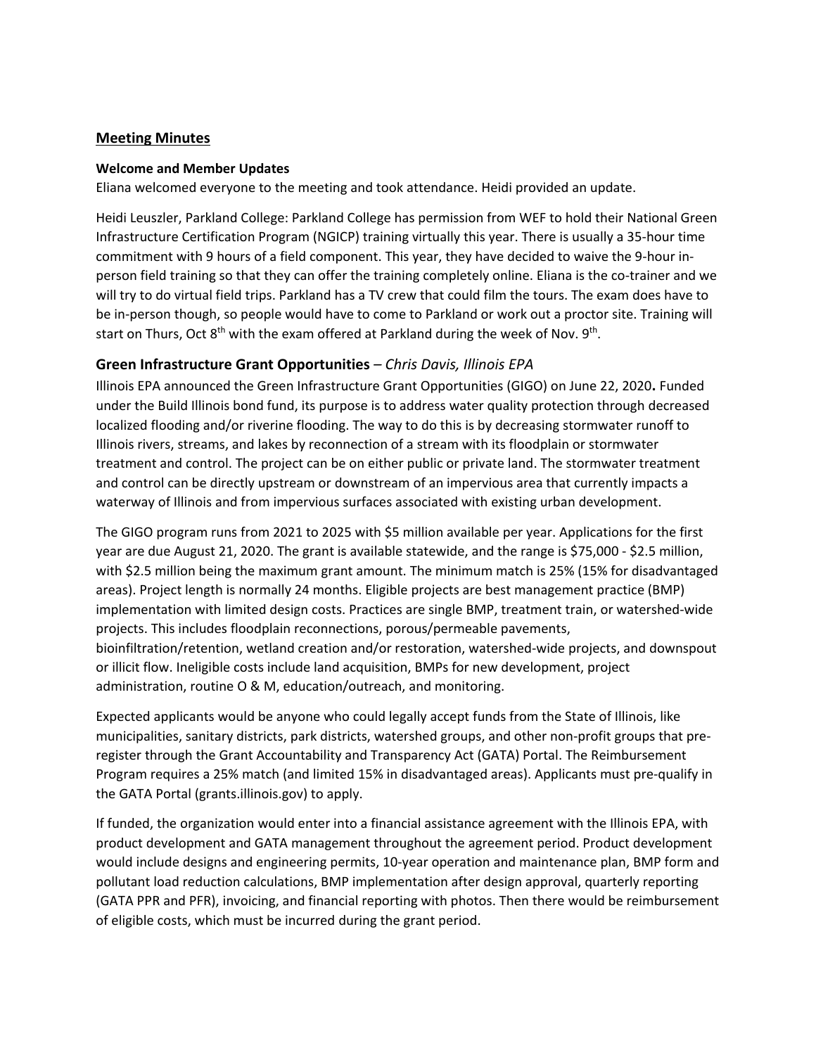## Meeting Minutes

**Welcome and Member Updates**

Eliana welcomed everyone to the meeting and took attendance. Heidi provided an update.

Heidi Leuszler, Parkland College: Parkland College has permission from WEF to hold their National Green Infrastructure Certification Program (NGICP) training virtually this year. There is usually a 35-hour time commitment with 9 hours of a field component. This year, they have decided to waive the 9-hour in-person field training so that they can offer the training completely online. Eliana is the co-trainer and we will try to do virtual field trips. Parkland has a TV crew that could film the tours. The exam does have to be in-person though, so people would have to come to Parkland or work out a proctor site. Training will start on Thurs, Oct 8th with the exam offered at Parkland during the week of Nov. 9th.

### Green Infrastructure Grant Opportunities – *Chris Davis, Illinois EPA*

Illinois EPA announced the Green Infrastructure Grant Opportunities (GIGO) on June 22, 2020**.** Funded under the Build Illinois bond fund, its purpose is to address water quality protection through decreased localized flooding and/or riverine flooding. The way to do this is by decreasing stormwater runoff to Illinois rivers, streams, and lakes by reconnection of a stream with its floodplain or stormwater treatment and control. The project can be on either public or private land. The stormwater treatment and control can be directly upstream or downstream of an impervious area that currently impacts a waterway of Illinois and from impervious surfaces associated with existing urban development.

The GIGO program runs from 2021 to 2025 with $5 million available per year. Applications for the first year are due August 21, 2020. The grant is available statewide, and the range is $75,000 - $2.5 million, with $2.5 million being the maximum grant amount. The minimum match is 25% (15% for disadvantaged areas). Project length is normally 24 months. Eligible projects are best management practice (BMP) implementation with limited design costs. Practices are single BMP, treatment train, or watershed-wide projects. This includes floodplain reconnections, porous/permeable pavements, bioinfiltration/retention, wetland creation and/or restoration, watershed-wide projects, and downspout or illicit flow. Ineligible costs include land acquisition, BMPs for new development, project administration, routine O & M, education/outreach, and monitoring.

Expected applicants would be anyone who could legally accept funds from the State of Illinois, like municipalities, sanitary districts, park districts, watershed groups, and other non-profit groups that pre-register through the Grant Accountability and Transparency Act (GATA) Portal. The Reimbursement Program requires a 25% match (and limited 15% in disadvantaged areas). Applicants must pre-qualify in the GATA Portal (grants.illinois.gov) to apply.

If funded, the organization would enter into a financial assistance agreement with the Illinois EPA, with product development and GATA management throughout the agreement period. Product development would include designs and engineering permits, 10-year operation and maintenance plan, BMP form and pollutant load reduction calculations, BMP implementation after design approval, quarterly reporting (GATA PPR and PFR), invoicing, and financial reporting with photos. Then there would be reimbursement of eligible costs, which must be incurred during the grant period.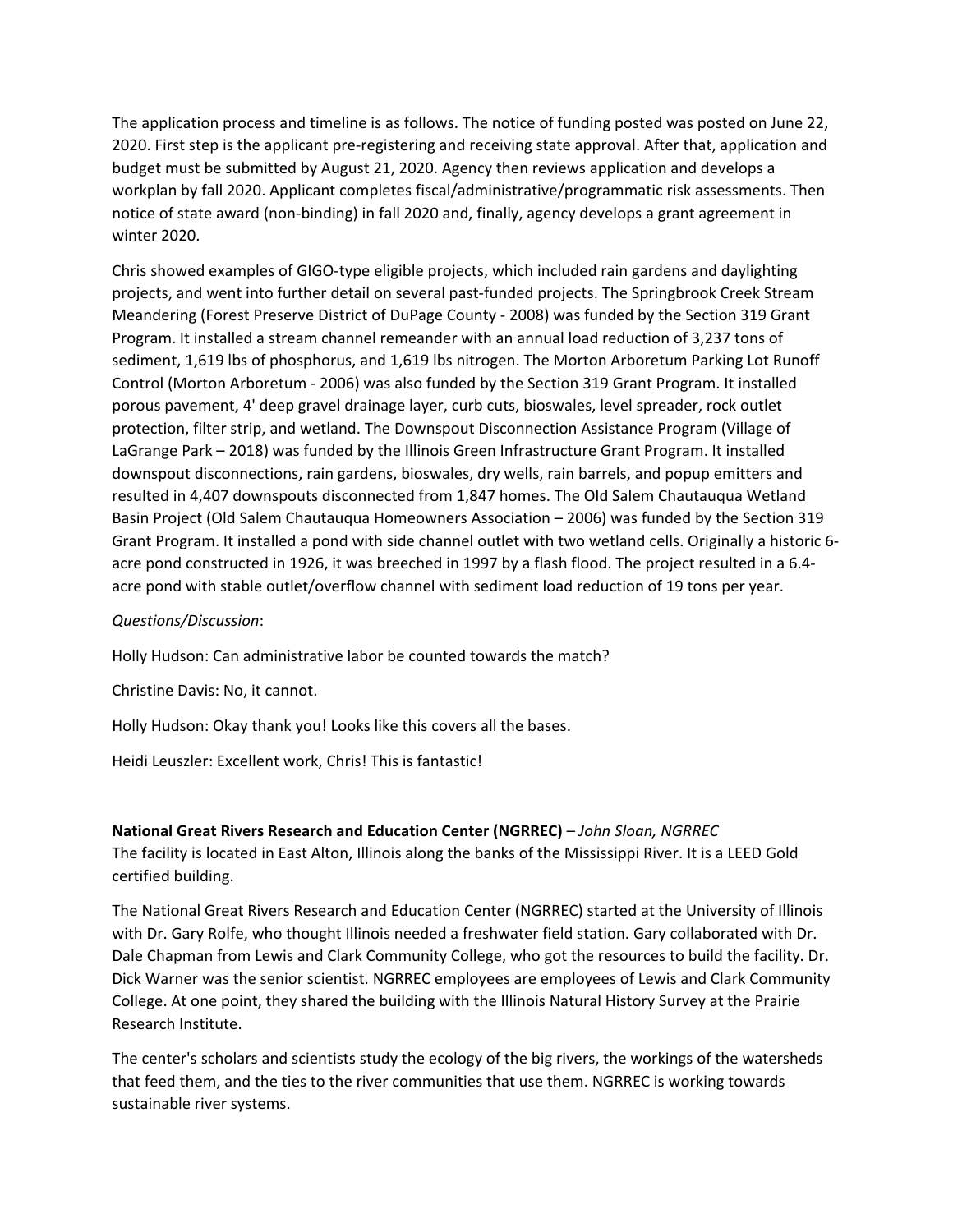The application process and timeline is as follows. The notice of funding posted was posted on June 22, 2020. First step is the applicant pre-registering and receiving state approval. After that, application and budget must be submitted by August 21, 2020. Agency then reviews application and develops a workplan by fall 2020. Applicant completes fiscal/administrative/programmatic risk assessments. Then notice of state award (non-binding) in fall 2020 and, finally, agency develops a grant agreement in winter 2020.

Chris showed examples of GIGO-type eligible projects, which included rain gardens and daylighting projects, and went into further detail on several past-funded projects. The Springbrook Creek Stream Meandering (Forest Preserve District of DuPage County - 2008) was funded by the Section 319 Grant Program. It installed a stream channel remeander with an annual load reduction of 3,237 tons of sediment, 1,619 lbs of phosphorus, and 1,619 lbs nitrogen. The Morton Arboretum Parking Lot Runoff Control (Morton Arboretum - 2006) was also funded by the Section 319 Grant Program. It installed porous pavement, 4' deep gravel drainage layer, curb cuts, bioswales, level spreader, rock outlet protection, filter strip, and wetland. The Downspout Disconnection Assistance Program (Village of LaGrange Park – 2018) was funded by the Illinois Green Infrastructure Grant Program. It installed downspout disconnections, rain gardens, bioswales, dry wells, rain barrels, and popup emitters and resulted in 4,407 downspouts disconnected from 1,847 homes. The Old Salem Chautauqua Wetland Basin Project (Old Salem Chautauqua Homeowners Association – 2006) was funded by the Section 319 Grant Program. It installed a pond with side channel outlet with two wetland cells. Originally a historic 6-acre pond constructed in 1926, it was breeched in 1997 by a flash flood. The project resulted in a 6.4-acre pond with stable outlet/overflow channel with sediment load reduction of 19 tons per year.

*Questions/Discussion*:

Holly Hudson: Can administrative labor be counted towards the match?

Christine Davis: No, it cannot.

Holly Hudson: Okay thank you! Looks like this covers all the bases.

Heidi Leuszler: Excellent work, Chris! This is fantastic!

**National Great Rivers Research and Education Center (NGRREC)** – *John Sloan, NGRREC*

The facility is located in East Alton, Illinois along the banks of the Mississippi River. It is a LEED Gold certified building.

The National Great Rivers Research and Education Center (NGRREC) started at the University of Illinois with Dr. Gary Rolfe, who thought Illinois needed a freshwater field station. Gary collaborated with Dr. Dale Chapman from Lewis and Clark Community College, who got the resources to build the facility. Dr. Dick Warner was the senior scientist. NGRREC employees are employees of Lewis and Clark Community College. At one point, they shared the building with the Illinois Natural History Survey at the Prairie Research Institute.

The center's scholars and scientists study the ecology of the big rivers, the workings of the watersheds that feed them, and the ties to the river communities that use them. NGRREC is working towards sustainable river systems.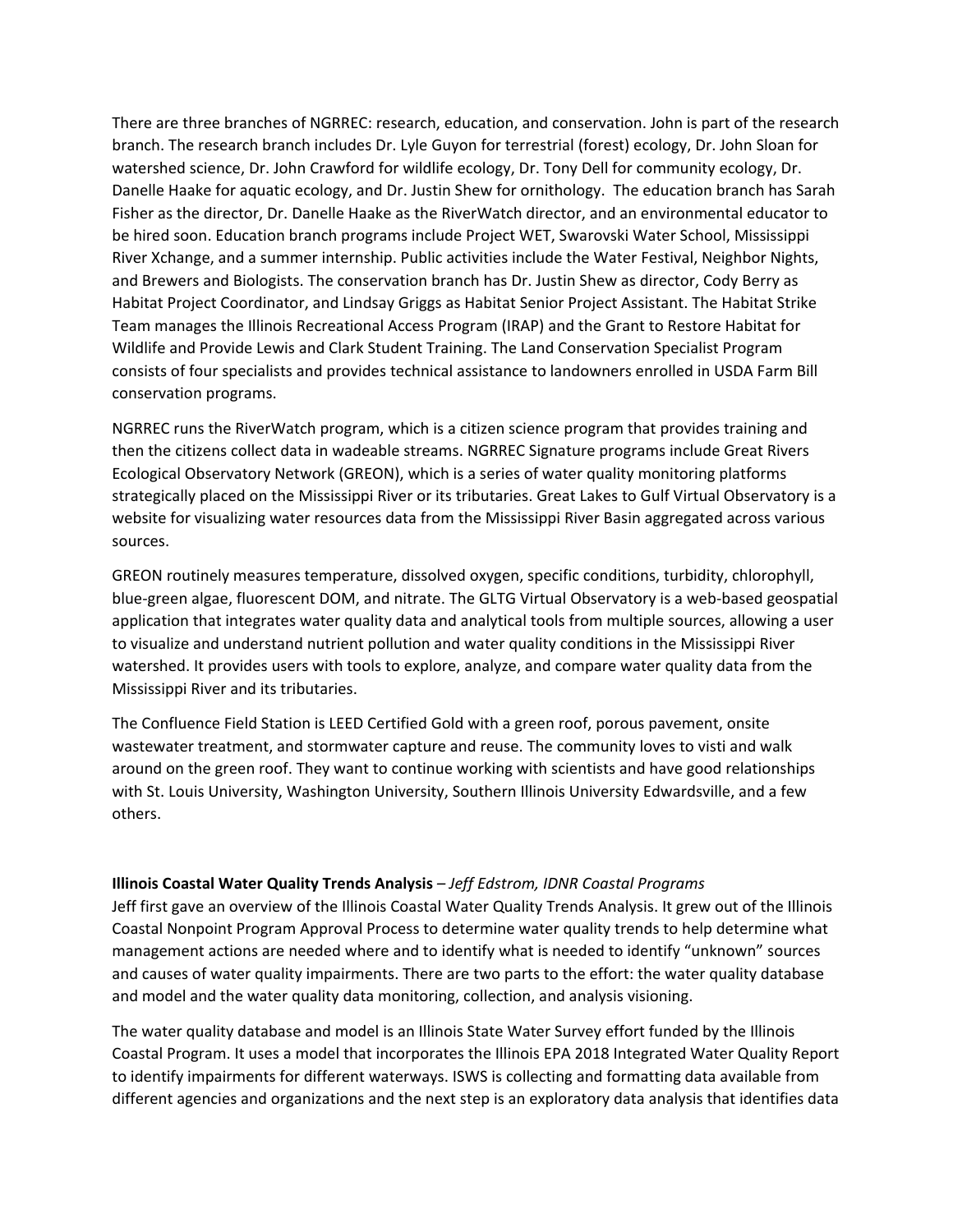There are three branches of NGRREC: research, education, and conservation. John is part of the research branch. The research branch includes Dr. Lyle Guyon for terrestrial (forest) ecology, Dr. John Sloan for watershed science, Dr. John Crawford for wildlife ecology, Dr. Tony Dell for community ecology, Dr. Danelle Haake for aquatic ecology, and Dr. Justin Shew for ornithology. The education branch has Sarah Fisher as the director, Dr. Danelle Haake as the RiverWatch director, and an environmental educator to be hired soon. Education branch programs include Project WET, Swarovski Water School, Mississippi River Xchange, and a summer internship. Public activities include the Water Festival, Neighbor Nights, and Brewers and Biologists. The conservation branch has Dr. Justin Shew as director, Cody Berry as Habitat Project Coordinator, and Lindsay Griggs as Habitat Senior Project Assistant. The Habitat Strike Team manages the Illinois Recreational Access Program (IRAP) and the Grant to Restore Habitat for Wildlife and Provide Lewis and Clark Student Training. The Land Conservation Specialist Program consists of four specialists and provides technical assistance to landowners enrolled in USDA Farm Bill conservation programs.

NGRREC runs the RiverWatch program, which is a citizen science program that provides training and then the citizens collect data in wadeable streams. NGRREC Signature programs include Great Rivers Ecological Observatory Network (GREON), which is a series of water quality monitoring platforms strategically placed on the Mississippi River or its tributaries. Great Lakes to Gulf Virtual Observatory is a website for visualizing water resources data from the Mississippi River Basin aggregated across various sources.

GREON routinely measures temperature, dissolved oxygen, specific conditions, turbidity, chlorophyll, blue-green algae, fluorescent DOM, and nitrate. The GLTG Virtual Observatory is a web-based geospatial application that integrates water quality data and analytical tools from multiple sources, allowing a user to visualize and understand nutrient pollution and water quality conditions in the Mississippi River watershed. It provides users with tools to explore, analyze, and compare water quality data from the Mississippi River and its tributaries.

The Confluence Field Station is LEED Certified Gold with a green roof, porous pavement, onsite wastewater treatment, and stormwater capture and reuse. The community loves to visti and walk around on the green roof. They want to continue working with scientists and have good relationships with St. Louis University, Washington University, Southern Illinois University Edwardsville, and a few others.

**Illinois Coastal Water Quality Trends Analysis** – *Jeff Edstrom, IDNR Coastal Programs*
Jeff first gave an overview of the Illinois Coastal Water Quality Trends Analysis. It grew out of the Illinois Coastal Nonpoint Program Approval Process to determine water quality trends to help determine what management actions are needed where and to identify what is needed to identify "unknown" sources and causes of water quality impairments. There are two parts to the effort: the water quality database and model and the water quality data monitoring, collection, and analysis visioning.

The water quality database and model is an Illinois State Water Survey effort funded by the Illinois Coastal Program. It uses a model that incorporates the Illinois EPA 2018 Integrated Water Quality Report to identify impairments for different waterways. ISWS is collecting and formatting data available from different agencies and organizations and the next step is an exploratory data analysis that identifies data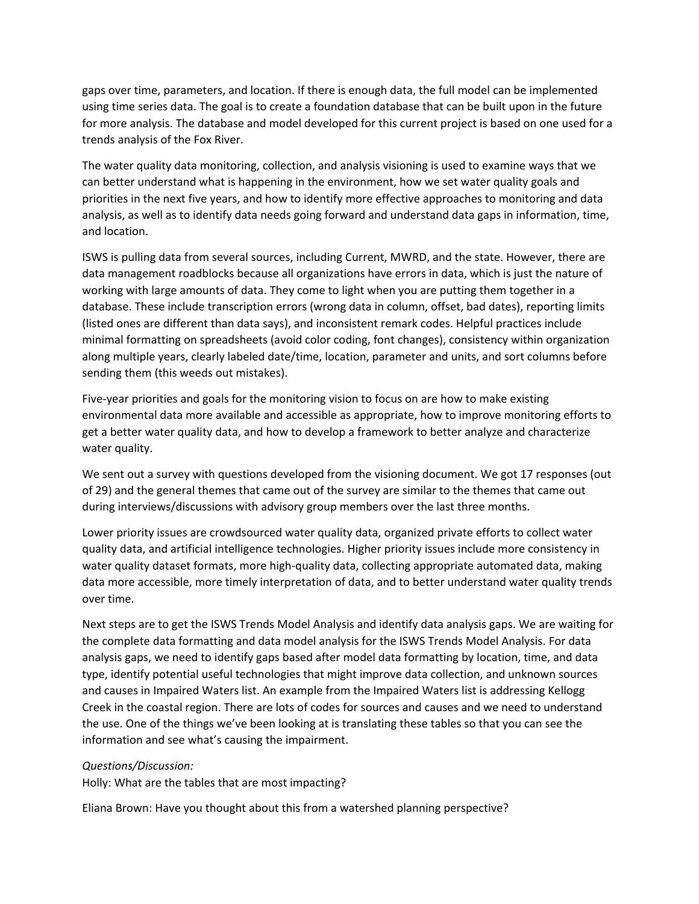gaps over time, parameters, and location. If there is enough data, the full model can be implemented using time series data. The goal is to create a foundation database that can be built upon in the future for more analysis. The database and model developed for this current project is based on one used for a trends analysis of the Fox River.

The water quality data monitoring, collection, and analysis visioning is used to examine ways that we can better understand what is happening in the environment, how we set water quality goals and priorities in the next five years, and how to identify more effective approaches to monitoring and data analysis, as well as to identify data needs going forward and understand data gaps in information, time, and location.

ISWS is pulling data from several sources, including Current, MWRD, and the state. However, there are data management roadblocks because all organizations have errors in data, which is just the nature of working with large amounts of data. They come to light when you are putting them together in a database. These include transcription errors (wrong data in column, offset, bad dates), reporting limits (listed ones are different than data says), and inconsistent remark codes. Helpful practices include minimal formatting on spreadsheets (avoid color coding, font changes), consistency within organization along multiple years, clearly labeled date/time, location, parameter and units, and sort columns before sending them (this weeds out mistakes).

Five-year priorities and goals for the monitoring vision to focus on are how to make existing environmental data more available and accessible as appropriate, how to improve monitoring efforts to get a better water quality data, and how to develop a framework to better analyze and characterize water quality.

We sent out a survey with questions developed from the visioning document. We got 17 responses (out of 29) and the general themes that came out of the survey are similar to the themes that came out during interviews/discussions with advisory group members over the last three months.

Lower priority issues are crowdsourced water quality data, organized private efforts to collect water quality data, and artificial intelligence technologies. Higher priority issues include more consistency in water quality dataset formats, more high-quality data, collecting appropriate automated data, making data more accessible, more timely interpretation of data, and to better understand water quality trends over time.

Next steps are to get the ISWS Trends Model Analysis and identify data analysis gaps. We are waiting for the complete data formatting and data model analysis for the ISWS Trends Model Analysis. For data analysis gaps, we need to identify gaps based after model data formatting by location, time, and data type, identify potential useful technologies that might improve data collection, and unknown sources and causes in Impaired Waters list. An example from the Impaired Waters list is addressing Kellogg Creek in the coastal region. There are lots of codes for sources and causes and we need to understand the use. One of the things we've been looking at is translating these tables so that you can see the information and see what's causing the impairment.

*Questions/Discussion:*
Holly: What are the tables that are most impacting?

Eliana Brown: Have you thought about this from a watershed planning perspective?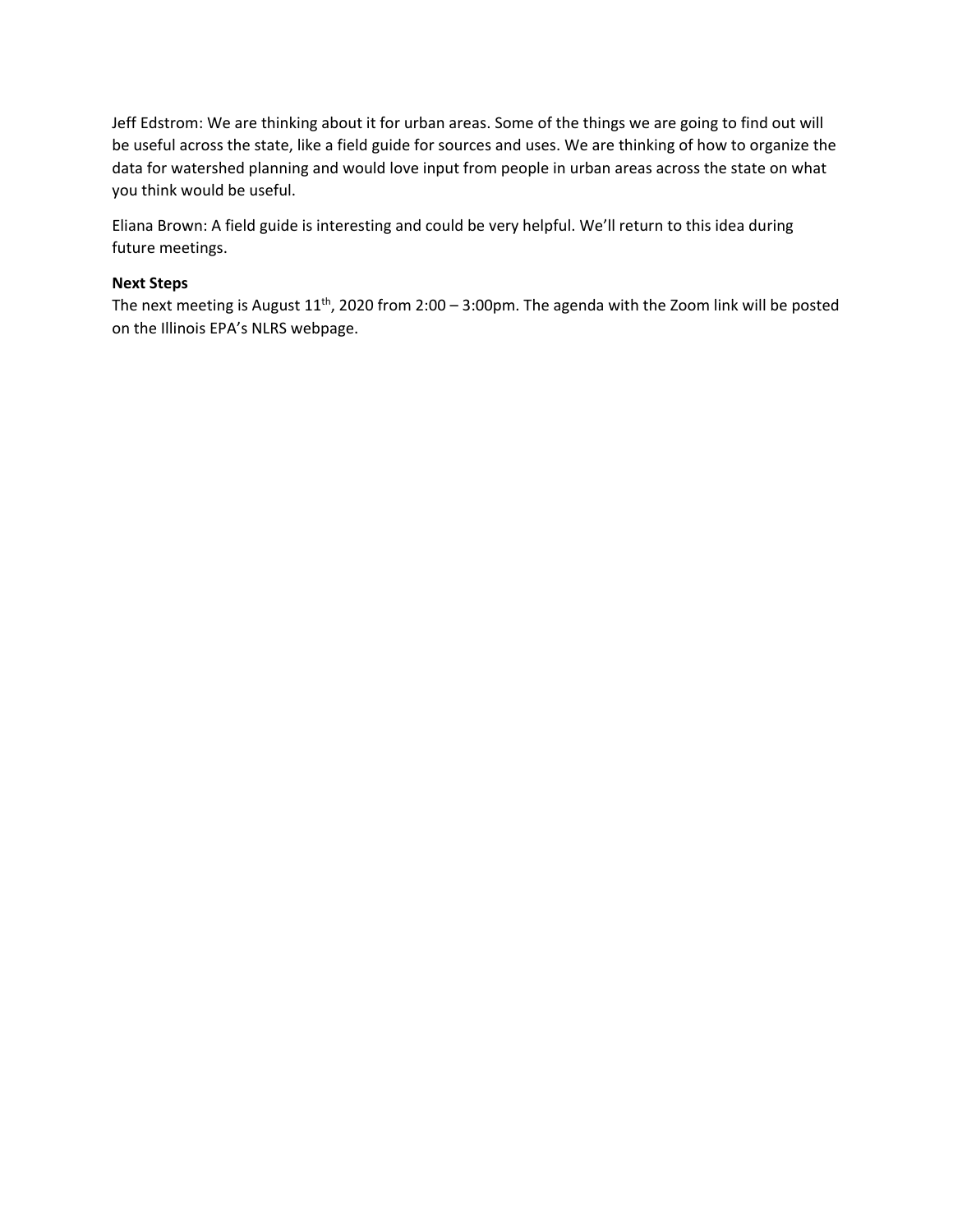Jeff Edstrom: We are thinking about it for urban areas. Some of the things we are going to find out will be useful across the state, like a field guide for sources and uses. We are thinking of how to organize the data for watershed planning and would love input from people in urban areas across the state on what you think would be useful.

Eliana Brown: A field guide is interesting and could be very helpful. We'll return to this idea during future meetings.

**Next Steps**

The next meeting is August 11th, 2020 from 2:00 – 3:00pm. The agenda with the Zoom link will be posted on the Illinois EPA's NLRS webpage.